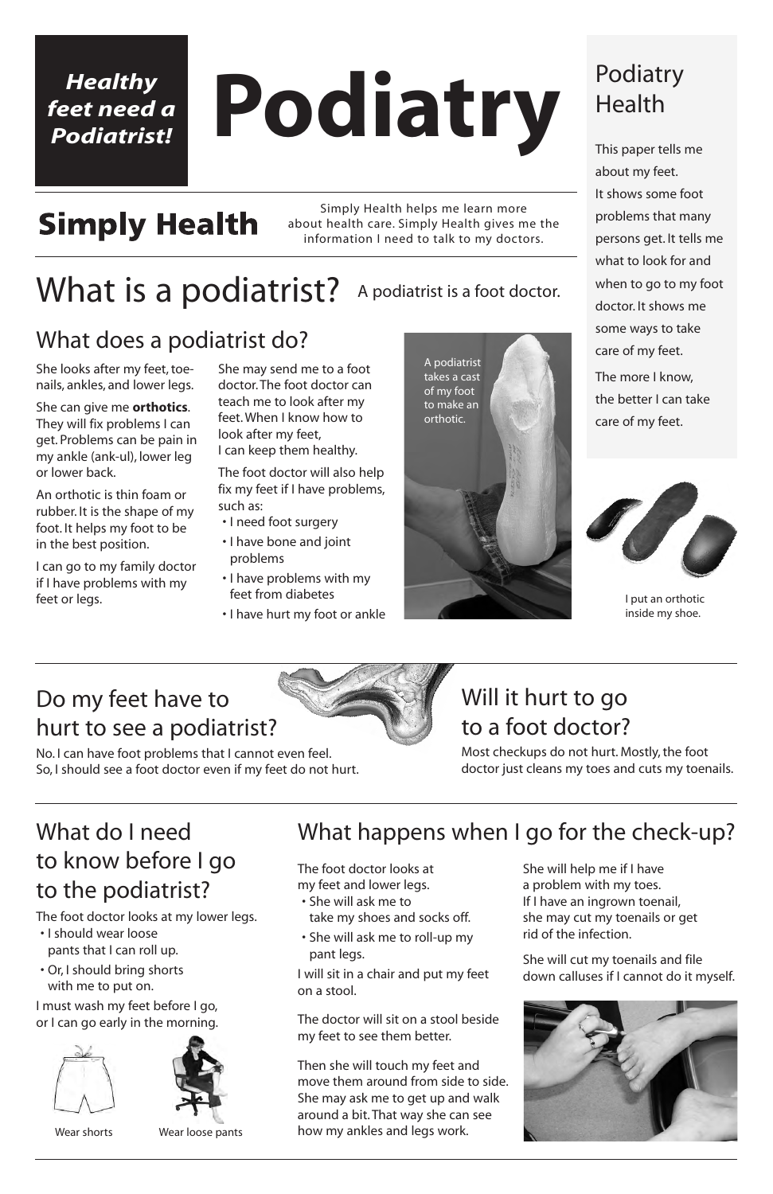*Healthy feet need a Podiatrist!*

# Podiatry

## Simply Health

Simply Health helps me learn more about health care. Simply Health gives me the information I need to talk to my doctors.

## Podiatry Health

This paper tells me about my feet. It shows some foot problems that many persons get. It tells me what to look for and when to go to my foot doctor. It shows me some ways to take care of my feet.

The more I know, the better I can take care of my feet.

# What is a podiatrist?

A podiatrist is a foot doctor.

## What does a podiatrist do?

She looks after my feet, toenails, ankles, and lower legs.

She can give me **orthotics**. They will fix problems I can get. Problems can be pain in my ankle (ank-ul), lower leg or lower back.

An orthotic is thin foam or rubber. It is the shape of my foot. It helps my foot to be in the best position.

I can go to my family doctor if I have problems with my feet or legs.

She may send me to a foot doctor. The foot doctor can teach me to look after my feet. When I know how to look after my feet, I can keep them healthy.

The foot doctor will also help fix my feet if I have problems, such as:

- I need foot surgery
- I have bone and joint problems
- I have problems with my feet from diabetes
- I have hurt my foot or ankle

A podiatrist takes a cast of my foot to make an orthotic.

I put an orthotic inside my shoe.

## Do my feet have to hurt to see a podiatrist?

No. I can have foot problems that I cannot even feel. So, I should see a foot doctor even if my feet do not hurt.

## Will it hurt to go to a foot doctor?

Most checkups do not hurt. Mostly, the foot doctor just cleans my toes and cuts my toenails.

## What do I need to know before I go to the podiatrist?

The foot doctor looks at my lower legs.

- I should wear loose pants that I can roll up.
- Or, I should bring shorts with me to put on.

I must wash my feet before I go, or I can go early in the morning.

Wear shorts

Wear loose pants

## What happens when I go for the check-up?

The foot doctor looks at my feet and lower legs.

- She will ask me to take my shoes and socks off.
- She will ask me to roll-up my pant legs.

I will sit in a chair and put my feet on a stool.

The doctor will sit on a stool beside my feet to see them better.

Then she will touch my feet and move them around from side to side. She may ask me to get up and walk around a bit. That way she can see how my ankles and legs work.

She will help me if I have a problem with my toes. If I have an ingrown toenail, she may cut my toenails or get rid of the infection.

She will cut my toenails and file down calluses if I cannot do it myself.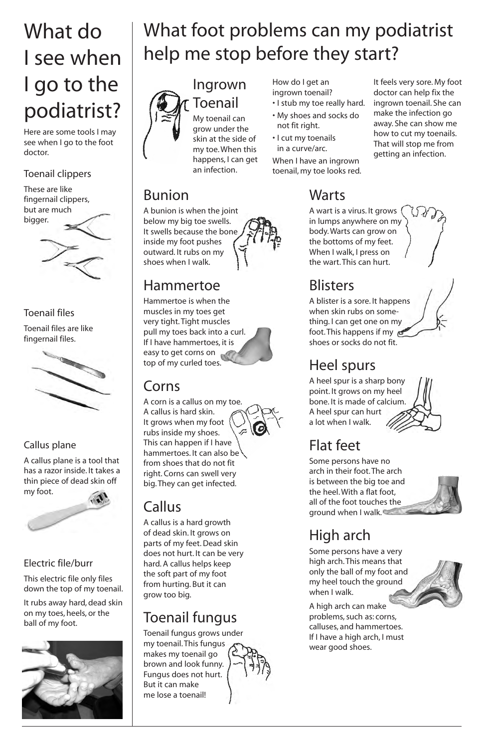# What do I see when I go to the podiatrist?

Here are some tools I may see when I go to the foot doctor.

### Toenail clippers

These are like fingernail clippers, but are much bigger.

### Toenail files

Toenail files are like fingernail files.

### Callus plane

A callus plane is a tool that has a razor inside. It takes a thin piece of dead skin off my foot.

### Electric file/burr

This electric file only files down the top of my toenail.

It rubs away hard, dead skin on my toes, heels, or the ball of my foot.

# What foot problems can my podiatrist help me stop before they start?

## Ingrown Toenail

My toenail can grow under the skin at the side of my toe. When this happens, I can get an infection.

How do I get an ingrown toenail?

- I stub my toe really hard.
- My shoes and socks do not fit right.
- I cut my toenails in a curve/arc.

When I have an ingrown toenail, my toe looks red.

It feels very sore. My foot doctor can help fix the ingrown toenail. She can make the infection go away. She can show me how to cut my toenails. That will stop me from getting an infection.

## Bunion

A bunion is when the joint below my big toe swells. It swells because the bone inside my foot pushes outward. It rubs on my shoes when I walk.

## Hammertoe

Hammertoe is when the muscles in my toes get very tight. Tight muscles pull my toes back into a curl. If I have hammertoes, it is easy to get corns on top of my curled toes.

## Corns

A corn is a callus on my toe. A callus is hard skin. It grows when my foot rubs inside my shoes. This can happen if I have hammertoes. It can also be from shoes that do not fit right. Corns can swell very big. They can get infected.

## Callus

A callus is a hard growth of dead skin. It grows on parts of my feet. Dead skin does not hurt. It can be very hard. A callus helps keep the soft part of my foot from hurting. But it can grow too big.

## Toenail fungus

Toenail fungus grows under my toenail. This fungus makes my toenail go brown and look funny. Fungus does not hurt. But it can make me lose a toenail!

## Warts

A wart is a virus. It grows in lumps anywhere on my body. Warts can grow on the bottoms of my feet. When I walk, I press on the wart. This can hurt.

## Blisters

A blister is a sore. It happens when skin rubs on something. I can get one on my foot. This happens if my shoes or socks do not fit.

## Heel spurs

A heel spur is a sharp bony point. It grows on my heel bone. It is made of calcium. A heel spur can hurt a lot when I walk.

## Flat feet

Some persons have no arch in their foot. The arch is between the big toe and the heel. With a flat foot, all of the foot touches the ground when I walk.

## High arch

Some persons have a very high arch. This means that only the ball of my foot and my heel touch the ground when I walk.

A high arch can make problems, such as: corns, calluses, and hammertoes. If I have a high arch, I must wear good shoes.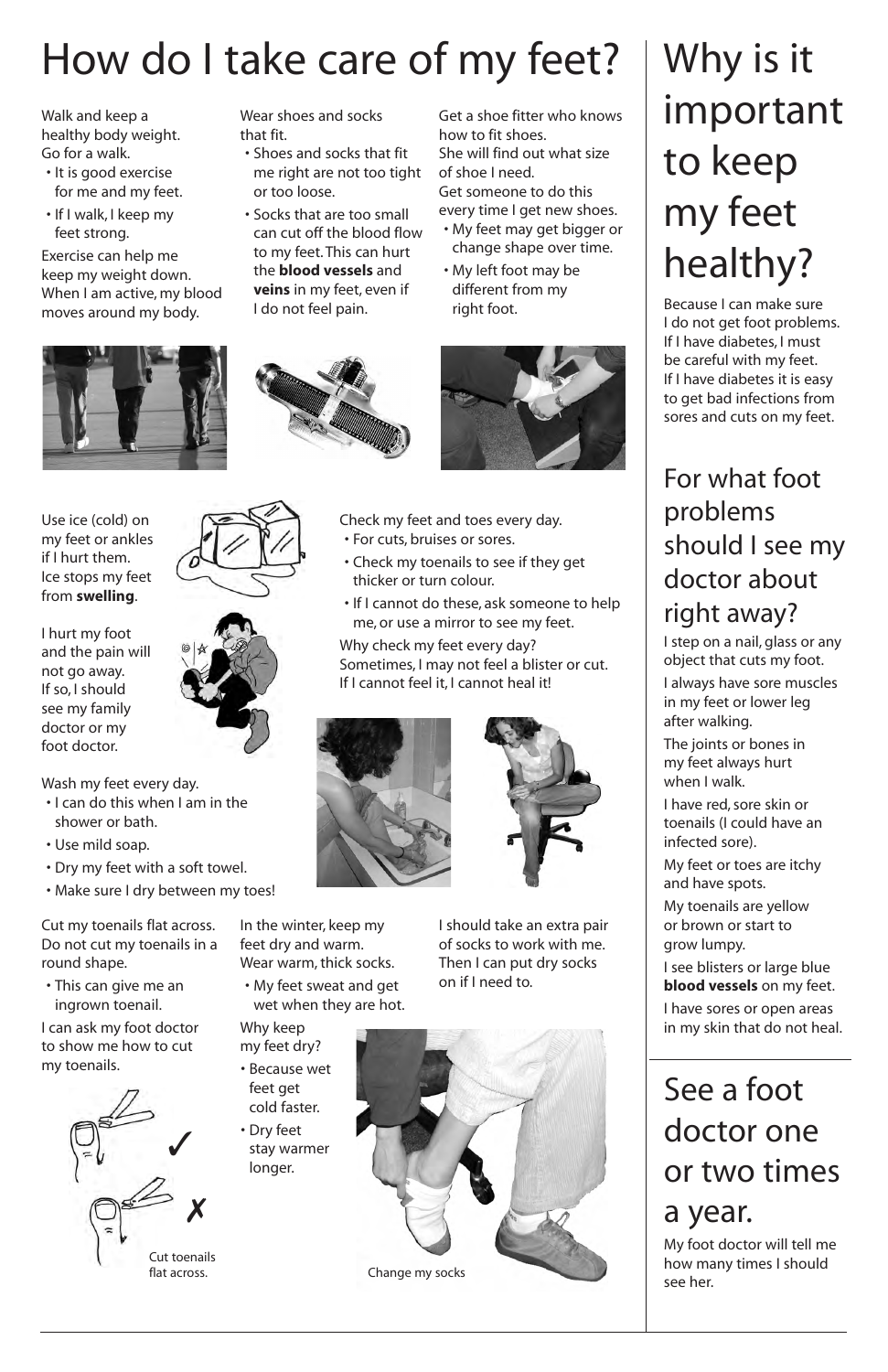# How do I take care of my feet?

Walk and keep a healthy body weight. Go for a walk.

- It is good exercise for me and my feet.
- If I walk, I keep my feet strong.

Exercise can help me keep my weight down. When I am active, my blood moves around my body.

Wear shoes and socks that fit.

- Shoes and socks that fit me right are not too tight or too loose.
- Socks that are too small can cut off the blood flow to my feet. This can hurt the **blood vessels** and **veins** in my feet, even if I do not feel pain.

Get a shoe fitter who knows how to fit shoes. She will find out what size of shoe I need. Get someone to do this every time I get new shoes.

- My feet may get bigger or change shape over time.
- My left foot may be different from my right foot.

Use ice (cold) on my feet or ankles if I hurt them. Ice stops my feet from **swelling**.

I hurt my foot and the pain will not go away. If so, I should see my family doctor or my foot doctor.

Check my feet and toes every day.

- For cuts, bruises or sores.
- Check my toenails to see if they get thicker or turn colour.
- If I cannot do these, ask someone to help me, or use a mirror to see my feet.

Why check my feet every day? Sometimes, I may not feel a blister or cut. If I cannot feel it, I cannot heal it!

Wash my feet every day.

- I can do this when I am in the shower or bath.
- Use mild soap.
- Dry my feet with a soft towel.
- Make sure I dry between my toes!

Cut my toenails flat across. Do not cut my toenails in a round shape.

- This can give me an ingrown toenail.

I can ask my foot doctor to show me how to cut my toenails.

Cut toenails flat across.

In the winter, keep my feet dry and warm. Wear warm, thick socks.

- My feet sweat and get wet when they are hot.

Why keep my feet dry?

- Because wet feet get cold faster.
- Dry feet stay warmer longer.

I should take an extra pair of socks to work with me. Then I can put dry socks on if I need to.

Change my socks

# Why is it important to keep my feet healthy?

Because I can make sure I do not get foot problems. If I have diabetes, I must be careful with my feet. If I have diabetes it is easy to get bad infections from sores and cuts on my feet.

## For what foot problems should I see my doctor about right away?

I step on a nail, glass or any object that cuts my foot.

I always have sore muscles in my feet or lower leg after walking.

The joints or bones in my feet always hurt when I walk.

I have red, sore skin or toenails (I could have an infected sore).

My feet or toes are itchy and have spots.

My toenails are yellow or brown or start to grow lumpy.

I see blisters or large blue **blood vessels** on my feet.

I have sores or open areas in my skin that do not heal.

## See a foot doctor one or two times a year.

My foot doctor will tell me how many times I should see her.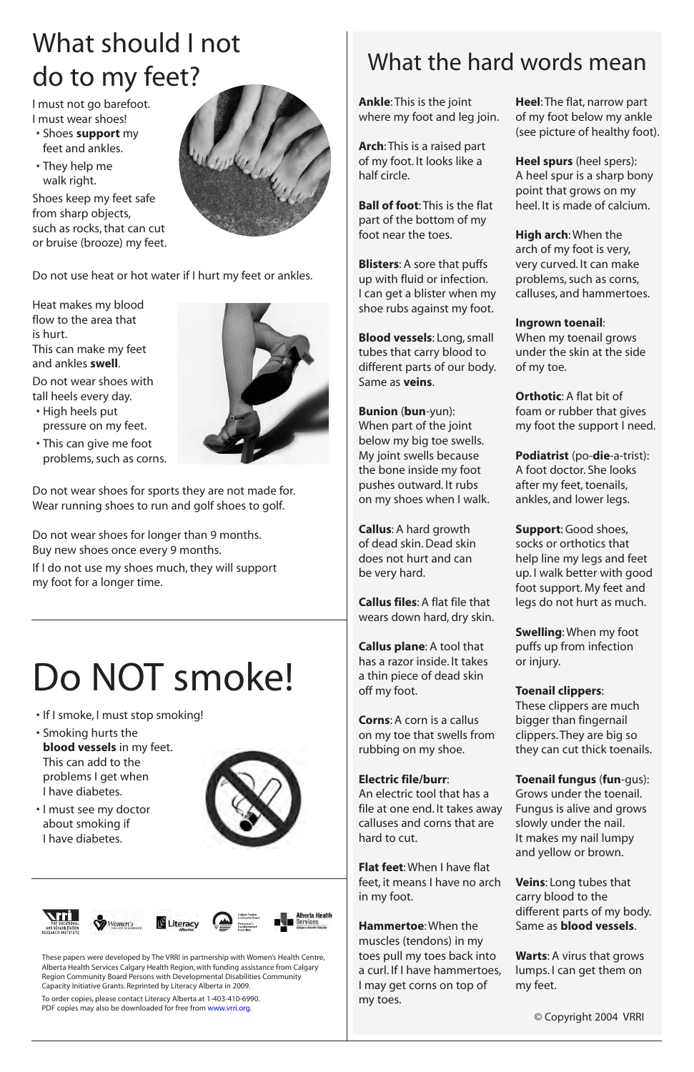# What should I not do to my feet?

I must not go barefoot.
I must wear shoes!

- Shoes **support** my feet and ankles.
- They help me walk right.

Shoes keep my feet safe from sharp objects, such as rocks, that can cut or bruise (brooze) my feet.

Do not use heat or hot water if I hurt my feet or ankles.

Heat makes my blood flow to the area that is hurt.
This can make my feet and ankles **swell**.

Do not wear shoes with tall heels every day.

- High heels put pressure on my feet.
- This can give me foot problems, such as corns.

Do not wear shoes for sports they are not made for.
Wear running shoes to run and golf shoes to golf.

Do not wear shoes for longer than 9 months.
Buy new shoes once every 9 months.

If I do not use my shoes much, they will support my foot for a longer time.

# Do NOT smoke!

- If I smoke, I must stop smoking!
- Smoking hurts the **blood vessels** in my feet. This can add to the problems I get when I have diabetes.
- I must see my doctor about smoking if I have diabetes.

These papers were developed by The VRRI in partnership with Women's Health Centre, Alberta Health Services Calgary Health Region, with funding assistance from Calgary Region Community Board Persons with Developmental Disabilities Community Capacity Initiative Grants. Reprinted by Literacy Alberta in 2009.

To order copies, please contact Literacy Alberta at 1-403-410-6990.
PDF copies may also be downloaded for free from www.vrri.org.

# What the hard words mean

**Ankle**: This is the joint where my foot and leg join.

**Arch**: This is a raised part of my foot. It looks like a half circle.

**Ball of foot**: This is the flat part of the bottom of my foot near the toes.

**Blisters**: A sore that puffs up with fluid or infection. I can get a blister when my shoe rubs against my foot.

**Blood vessels**: Long, small tubes that carry blood to different parts of our body. Same as **veins**.

**Bunion** (**bun**-yun): When part of the joint below my big toe swells. My joint swells because the bone inside my foot pushes outward. It rubs on my shoes when I walk.

**Callus**: A hard growth of dead skin. Dead skin does not hurt and can be very hard.

**Callus files**: A flat file that wears down hard, dry skin.

**Callus plane**: A tool that has a razor inside. It takes a thin piece of dead skin off my foot.

**Corns**: A corn is a callus on my toe that swells from rubbing on my shoe.

**Electric file/burr**: An electric tool that has a file at one end. It takes away calluses and corns that are hard to cut.

**Flat feet**: When I have flat feet, it means I have no arch in my foot.

**Hammertoe**: When the muscles (tendons) in my toes pull my toes back into a curl. If I have hammertoes, I may get corns on top of my toes.

**Heel**: The flat, narrow part of my foot below my ankle (see picture of healthy foot).

**Heel spurs** (heel spers): A heel spur is a sharp bony point that grows on my heel. It is made of calcium.

**High arch**: When the arch of my foot is very, very curved. It can make problems, such as corns, calluses, and hammertoes.

**Ingrown toenail**: When my toenail grows under the skin at the side of my toe.

**Orthotic**: A flat bit of foam or rubber that gives my foot the support I need.

**Podiatrist** (po-**die**-a-trist): A foot doctor. She looks after my feet, toenails, ankles, and lower legs.

**Support**: Good shoes, socks or orthotics that help line my legs and feet up. I walk better with good foot support. My feet and legs do not hurt as much.

**Swelling**: When my foot puffs up from infection or injury.

**Toenail clippers**: These clippers are much bigger than fingernail clippers. They are big so they can cut thick toenails.

**Toenail fungus** (**fun**-gus): Grows under the toenail. Fungus is alive and grows slowly under the nail. It makes my nail lumpy and yellow or brown.

**Veins**: Long tubes that carry blood to the different parts of my body. Same as **blood vessels**.

**Warts**: A virus that grows lumps. I can get them on my feet.

© Copyright 2004 VRRI